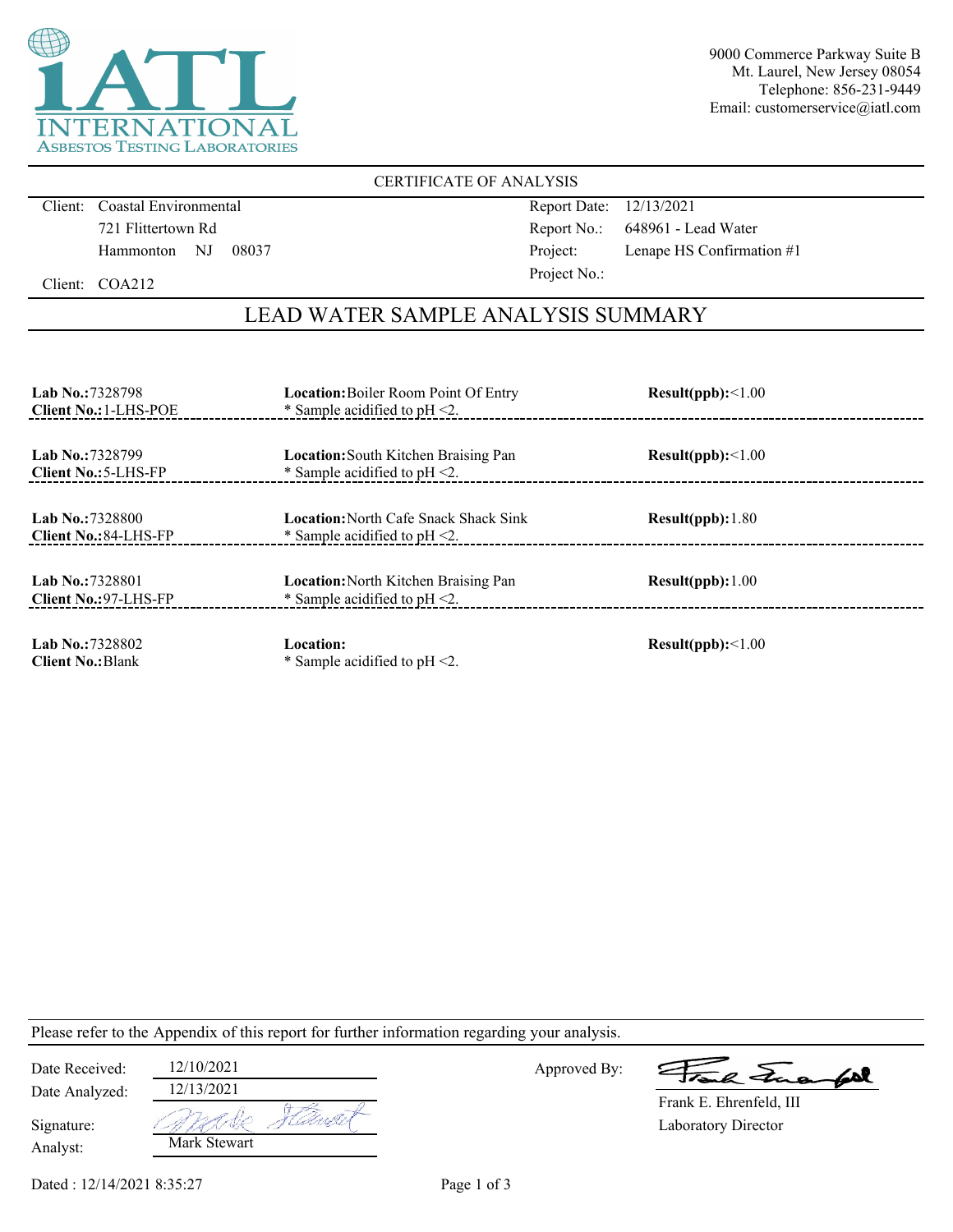iATL INTERNATIONAL ASBESTOS TESTING LABORATORIES

9000 Commerce Parkway Suite B
Mt. Laurel, New Jersey 08054
Telephone: 856-231-9449
Email: customerservice@iatl.com

CERTIFICATE OF ANALYSIS

Client: Coastal Environmental
721 Flittertown Rd
Hammonton NJ 08037

Client: COA212

Report Date: 12/13/2021
Report No.: 648961 - Lead Water
Project: Lenape HS Confirmation #1
Project No.:

## LEAD WATER SAMPLE ANALYSIS SUMMARY

**Lab No.:** 7328798
**Client No.:** 1-LHS-POE
**Location:** Boiler Room Point Of Entry
* Sample acidified to pH <2.
**Result(ppb):** <1.00

---

**Lab No.:** 7328799
**Client No.:** 5-LHS-FP
**Location:** South Kitchen Braising Pan
* Sample acidified to pH <2.
**Result(ppb):** <1.00

---

**Lab No.:** 7328800
**Client No.:** 84-LHS-FP
**Location:** North Cafe Snack Shack Sink
* Sample acidified to pH <2.
**Result(ppb):** 1.80

---

**Lab No.:** 7328801
**Client No.:** 97-LHS-FP
**Location:** North Kitchen Braising Pan
* Sample acidified to pH <2.
**Result(ppb):** 1.00

---

**Lab No.:** 7328802
**Client No.:** Blank
**Location:**
* Sample acidified to pH <2.
**Result(ppb):** <1.00

---

Please refer to the Appendix of this report for further information regarding your analysis.

Date Received: 12/10/2021
Date Analyzed: 12/13/2021
Signature: Mark Stewart
Analyst: Mark Stewart

Approved By: Frank E. Ehrenfeld, III
Laboratory Director

Dated : 12/14/2021 8:35:27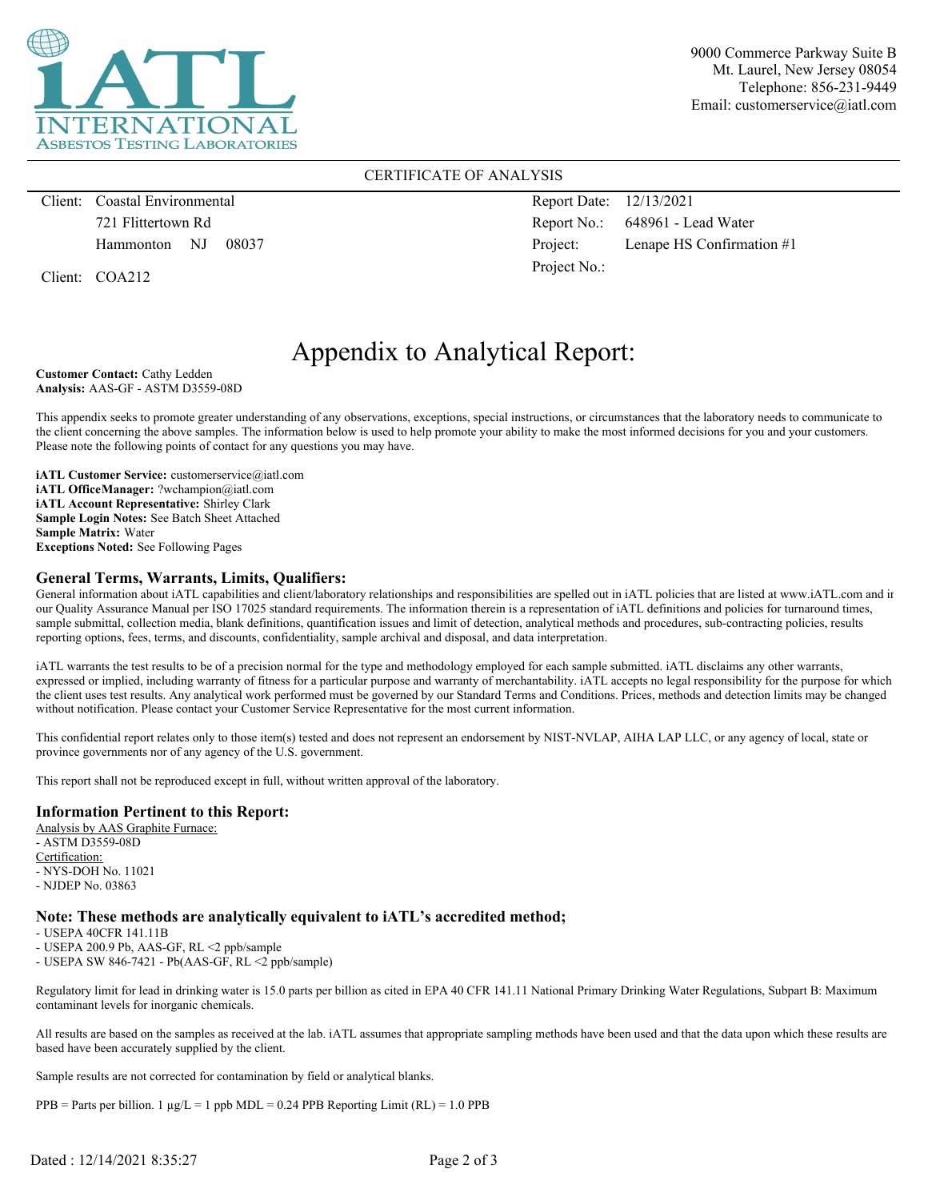iATL INTERNATIONAL ASBESTOS TESTING LABORATORIES

9000 Commerce Parkway Suite B
Mt. Laurel, New Jersey 08054
Telephone: 856-231-9449
Email: customerservice@iatl.com

CERTIFICATE OF ANALYSIS

Client: Coastal Environmental
721 Flittertown Rd
Hammonton NJ 08037

Client: COA212

Report Date: 12/13/2021
Report No.: 648961 - Lead Water
Project: Lenape HS Confirmation #1
Project No.:

# Appendix to Analytical Report:

**Customer Contact:** Cathy Ledden
**Analysis:** AAS-GF - ASTM D3559-08D

This appendix seeks to promote greater understanding of any observations, exceptions, special instructions, or circumstances that the laboratory needs to communicate to the client concerning the above samples. The information below is used to help promote your ability to make the most informed decisions for you and your customers. Please note the following points of contact for any questions you may have.

**iATL Customer Service:** customerservice@iatl.com
**iATL OfficeManager:** ?wchampion@iatl.com
**iATL Account Representative:** Shirley Clark
**Sample Login Notes:** See Batch Sheet Attached
**Sample Matrix:** Water
**Exceptions Noted:** See Following Pages

## General Terms, Warrants, Limits, Qualifiers:

General information about iATL capabilities and client/laboratory relationships and responsibilities are spelled out in iATL policies that are listed at www.iATL.com and in our Quality Assurance Manual per ISO 17025 standard requirements. The information therein is a representation of iATL definitions and policies for turnaround times, sample submittal, collection media, blank definitions, quantification issues and limit of detection, analytical methods and procedures, sub-contracting policies, results reporting options, fees, terms, and discounts, confidentiality, sample archival and disposal, and data interpretation.

iATL warrants the test results to be of a precision normal for the type and methodology employed for each sample submitted. iATL disclaims any other warrants, expressed or implied, including warranty of fitness for a particular purpose and warranty of merchantability. iATL accepts no legal responsibility for the purpose for which the client uses test results. Any analytical work performed must be governed by our Standard Terms and Conditions. Prices, methods and detection limits may be changed without notification. Please contact your Customer Service Representative for the most current information.

This confidential report relates only to those item(s) tested and does not represent an endorsement by NIST-NVLAP, AIHA LAP LLC, or any agency of local, state or province governments nor of any agency of the U.S. government.

This report shall not be reproduced except in full, without written approval of the laboratory.

## Information Pertinent to this Report:

Analysis by AAS Graphite Furnace:
- ASTM D3559-08D

Certification:
- NYS-DOH No. 11021
- NJDEP No. 03863

## Note: These methods are analytically equivalent to iATL's accredited method;

- USEPA 40CFR 141.11B
- USEPA 200.9 Pb, AAS-GF, RL <2 ppb/sample
- USEPA SW 846-7421 - Pb(AAS-GF, RL <2 ppb/sample)

Regulatory limit for lead in drinking water is 15.0 parts per billion as cited in EPA 40 CFR 141.11 National Primary Drinking Water Regulations, Subpart B: Maximum contaminant levels for inorganic chemicals.

All results are based on the samples as received at the lab. iATL assumes that appropriate sampling methods have been used and that the data upon which these results are based have been accurately supplied by the client.

Sample results are not corrected for contamination by field or analytical blanks.

PPB = Parts per billion. 1 µg/L = 1 ppb MDL = 0.24 PPB Reporting Limit (RL) = 1.0 PPB

Dated : 12/14/2021 8:35:27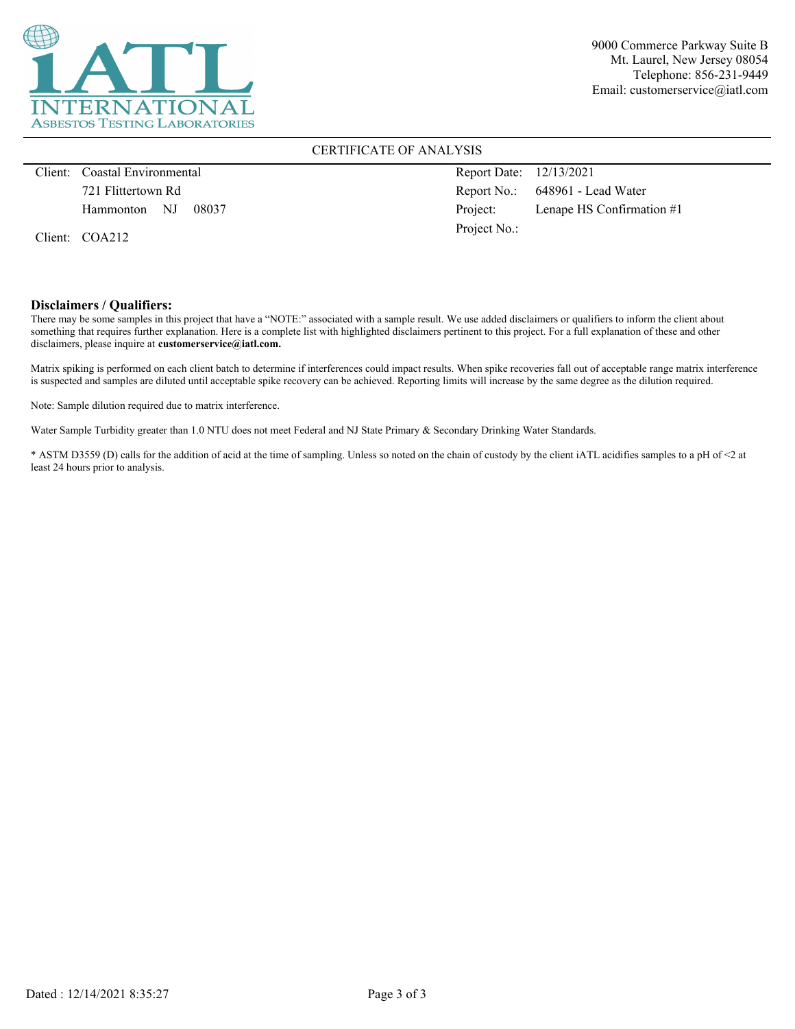**iATL INTERNATIONAL ASBESTOS TESTING LABORATORIES**

9000 Commerce Parkway Suite B
Mt. Laurel, New Jersey 08054
Telephone: 856-231-9449
Email: customerservice@iatl.com

CERTIFICATE OF ANALYSIS

| | | | |
|---|---|---|---|
| Client: | Coastal Environmental | Report Date: | 12/13/2021 |
| | 721 Flittertown Rd | Report No.: | 648961 - Lead Water |
| | Hammonton NJ 08037 | Project: | Lenape HS Confirmation #1 |
| Client: | COA212 | Project No.: | |

### Disclaimers / Qualifiers:

There may be some samples in this project that have a "NOTE:" associated with a sample result. We use added disclaimers or qualifiers to inform the client about something that requires further explanation. Here is a complete list with highlighted disclaimers pertinent to this project. For a full explanation of these and other disclaimers, please inquire at **customerservice@iatl.com.**

Matrix spiking is performed on each client batch to determine if interferences could impact results. When spike recoveries fall out of acceptable range matrix interference is suspected and samples are diluted until acceptable spike recovery can be achieved. Reporting limits will increase by the same degree as the dilution required.

Note: Sample dilution required due to matrix interference.

Water Sample Turbidity greater than 1.0 NTU does not meet Federal and NJ State Primary & Secondary Drinking Water Standards.

* ASTM D3559 (D) calls for the addition of acid at the time of sampling. Unless so noted on the chain of custody by the client iATL acidifies samples to a pH of <2 at least 24 hours prior to analysis.

Dated : 12/14/2021 8:35:27